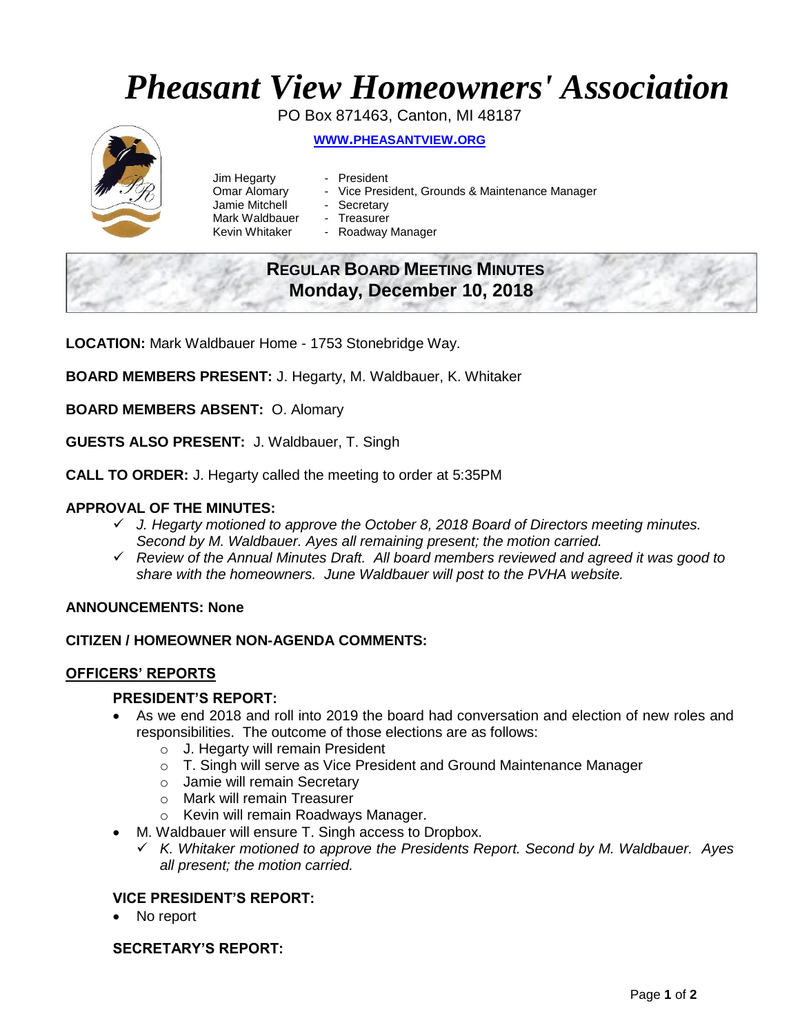# *Pheasant View Homeowners' Association*

PO Box 871463, Canton, MI 48187

**WWW.PHEASANTVIEW.ORG**

Jim Hegarty - President
Omar Alomary - Vice President, Grounds & Maintenance Manager
Jamie Mitchell - Secretary
Mark Waldbauer - Treasurer
Kevin Whitaker - Roadway Manager

## REGULAR BOARD MEETING MINUTES
## Monday, December 10, 2018

**LOCATION:** Mark Waldbauer Home - 1753 Stonebridge Way.

**BOARD MEMBERS PRESENT:** J. Hegarty, M. Waldbauer, K. Whitaker

**BOARD MEMBERS ABSENT:** O. Alomary

**GUESTS ALSO PRESENT:** J. Waldbauer, T. Singh

**CALL TO ORDER:** J. Hegarty called the meeting to order at 5:35PM

**APPROVAL OF THE MINUTES:**

- ✓ *J. Hegarty motioned to approve the October 8, 2018 Board of Directors meeting minutes. Second by M. Waldbauer. Ayes all remaining present; the motion carried.*
- ✓ *Review of the Annual Minutes Draft. All board members reviewed and agreed it was good to share with the homeowners. June Waldbauer will post to the PVHA website.*

**ANNOUNCEMENTS: None**

**CITIZEN / HOMEOWNER NON-AGENDA COMMENTS:**

**OFFICERS' REPORTS**

**PRESIDENT'S REPORT:**

- As we end 2018 and roll into 2019 the board had conversation and election of new roles and responsibilities. The outcome of those elections are as follows:
  - J. Hegarty will remain President
  - T. Singh will serve as Vice President and Ground Maintenance Manager
  - Jamie will remain Secretary
  - Mark will remain Treasurer
  - Kevin will remain Roadways Manager.
- M. Waldbauer will ensure T. Singh access to Dropbox.
  - ✓ *K. Whitaker motioned to approve the Presidents Report. Second by M. Waldbauer. Ayes all present; the motion carried.*

**VICE PRESIDENT'S REPORT:**

- No report

**SECRETARY'S REPORT:**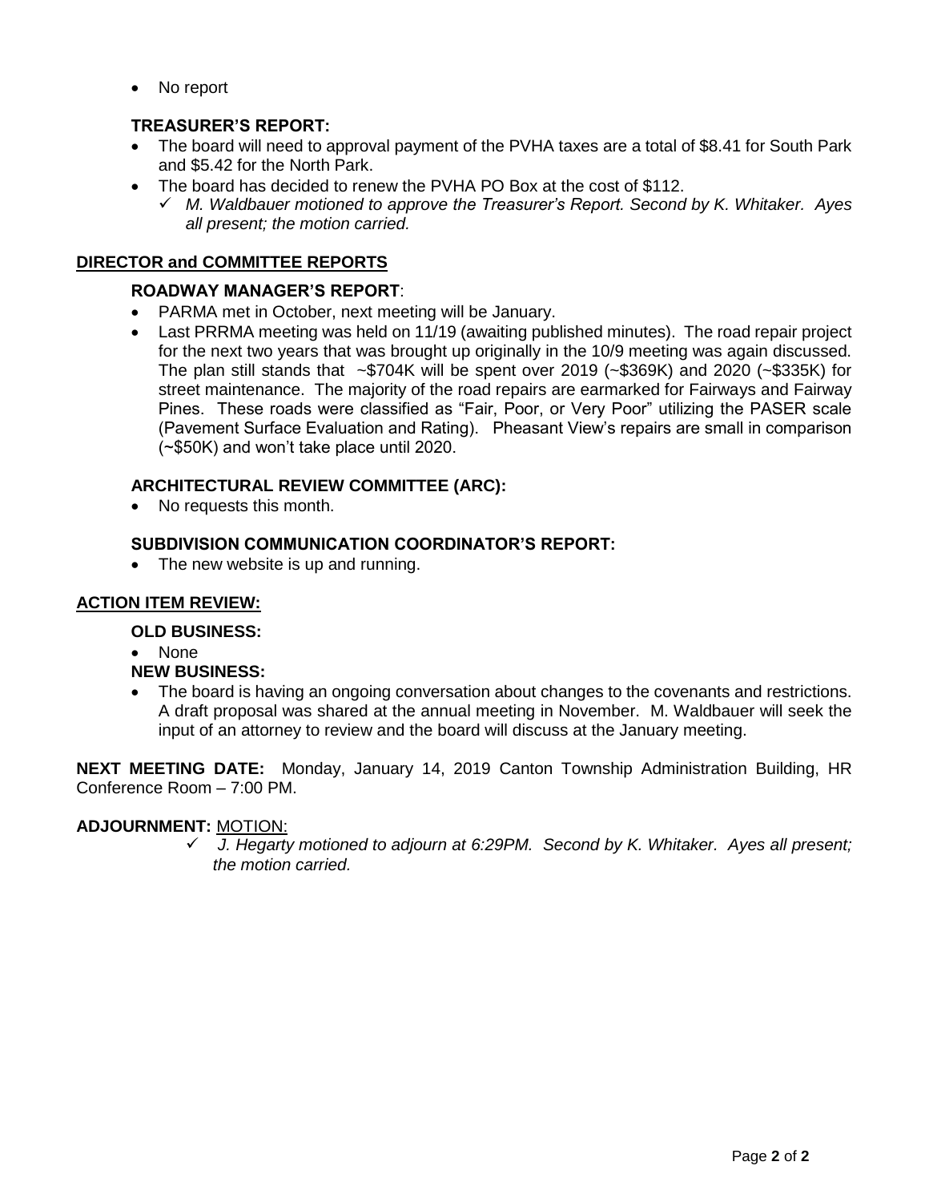- No report

### TREASURER'S REPORT:

- The board will need to approval payment of the PVHA taxes are a total of $8.41 for South Park and $5.42 for the North Park.
- The board has decided to renew the PVHA PO Box at the cost of $112.
  - ✓ *M. Waldbauer motioned to approve the Treasurer's Report. Second by K. Whitaker. Ayes all present; the motion carried.*

## DIRECTOR and COMMITTEE REPORTS

### ROADWAY MANAGER'S REPORT:

- PARMA met in October, next meeting will be January.
- Last PRRMA meeting was held on 11/19 (awaiting published minutes). The road repair project for the next two years that was brought up originally in the 10/9 meeting was again discussed. The plan still stands that ~$704K will be spent over 2019 (~$369K) and 2020 (~$335K) for street maintenance. The majority of the road repairs are earmarked for Fairways and Fairway Pines. These roads were classified as "Fair, Poor, or Very Poor" utilizing the PASER scale (Pavement Surface Evaluation and Rating). Pheasant View's repairs are small in comparison (~$50K) and won't take place until 2020.

### ARCHITECTURAL REVIEW COMMITTEE (ARC):

- No requests this month.

### SUBDIVISION COMMUNICATION COORDINATOR'S REPORT:

- The new website is up and running.

## ACTION ITEM REVIEW:

### OLD BUSINESS:

- None

### NEW BUSINESS:

- The board is having an ongoing conversation about changes to the covenants and restrictions. A draft proposal was shared at the annual meeting in November. M. Waldbauer will seek the input of an attorney to review and the board will discuss at the January meeting.

**NEXT MEETING DATE:** Monday, January 14, 2019 Canton Township Administration Building, HR Conference Room – 7:00 PM.

**ADJOURNMENT:** MOTION:

- ✓ *J. Hegarty motioned to adjourn at 6:29PM. Second by K. Whitaker. Ayes all present; the motion carried.*